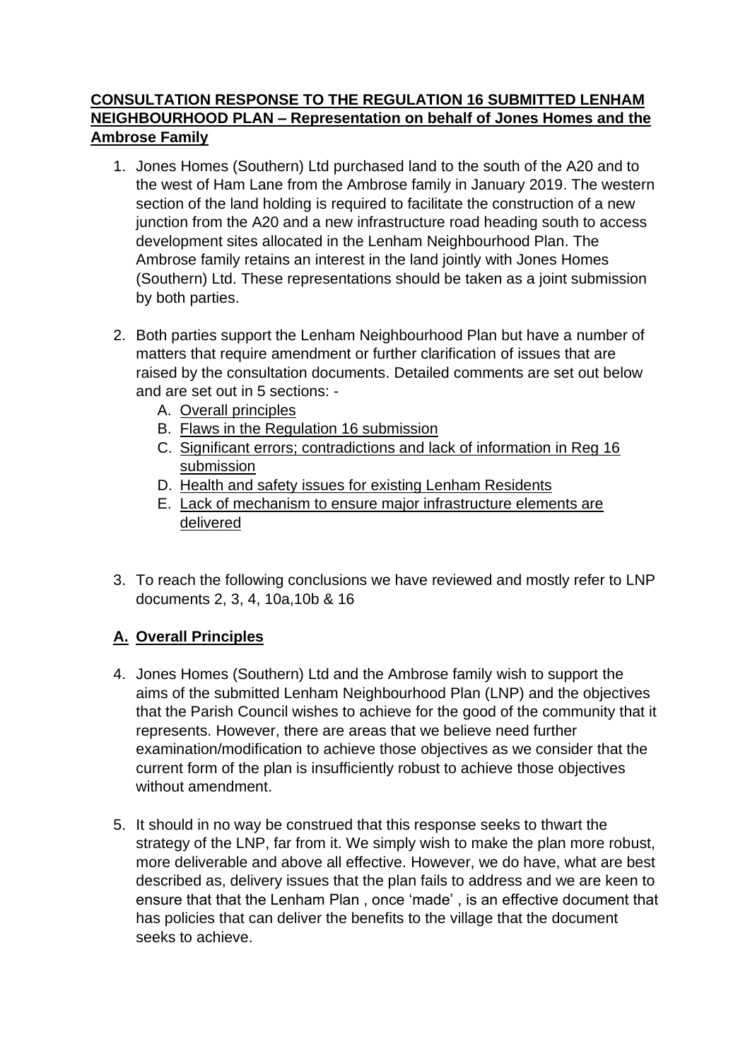**CONSULTATION RESPONSE TO THE REGULATION 16 SUBMITTED LENHAM NEIGHBOURHOOD PLAN – Representation on behalf of Jones Homes and the Ambrose Family**

1. Jones Homes (Southern) Ltd purchased land to the south of the A20 and to the west of Ham Lane from the Ambrose family in January 2019. The western section of the land holding is required to facilitate the construction of a new junction from the A20 and a new infrastructure road heading south to access development sites allocated in the Lenham Neighbourhood Plan. The Ambrose family retains an interest in the land jointly with Jones Homes (Southern) Ltd. These representations should be taken as a joint submission by both parties.

2. Both parties support the Lenham Neighbourhood Plan but have a number of matters that require amendment or further clarification of issues that are raised by the consultation documents. Detailed comments are set out below and are set out in 5 sections: -
   A. Overall principles
   B. Flaws in the Regulation 16 submission
   C. Significant errors; contradictions and lack of information in Reg 16 submission
   D. Health and safety issues for existing Lenham Residents
   E. Lack of mechanism to ensure major infrastructure elements are delivered

3. To reach the following conclusions we have reviewed and mostly refer to LNP documents 2, 3, 4, 10a,10b & 16

## A. Overall Principles

4. Jones Homes (Southern) Ltd and the Ambrose family wish to support the aims of the submitted Lenham Neighbourhood Plan (LNP) and the objectives that the Parish Council wishes to achieve for the good of the community that it represents. However, there are areas that we believe need further examination/modification to achieve those objectives as we consider that the current form of the plan is insufficiently robust to achieve those objectives without amendment.

5. It should in no way be construed that this response seeks to thwart the strategy of the LNP, far from it. We simply wish to make the plan more robust, more deliverable and above all effective. However, we do have, what are best described as, delivery issues that the plan fails to address and we are keen to ensure that that the Lenham Plan , once 'made' , is an effective document that has policies that can deliver the benefits to the village that the document seeks to achieve.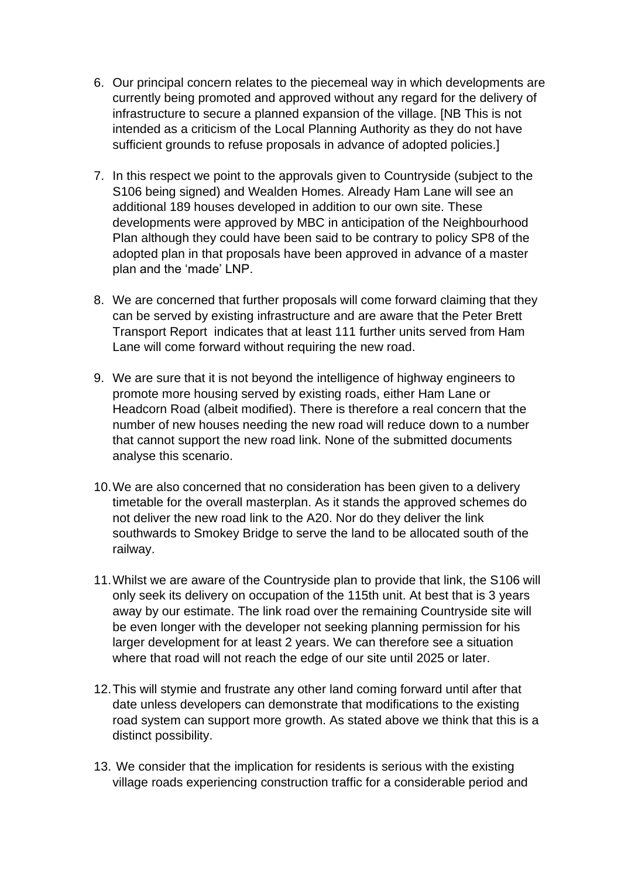6. Our principal concern relates to the piecemeal way in which developments are currently being promoted and approved without any regard for the delivery of infrastructure to secure a planned expansion of the village. [NB This is not intended as a criticism of the Local Planning Authority as they do not have sufficient grounds to refuse proposals in advance of adopted policies.]

7. In this respect we point to the approvals given to Countryside (subject to the S106 being signed) and Wealden Homes. Already Ham Lane will see an additional 189 houses developed in addition to our own site. These developments were approved by MBC in anticipation of the Neighbourhood Plan although they could have been said to be contrary to policy SP8 of the adopted plan in that proposals have been approved in advance of a master plan and the 'made' LNP.

8. We are concerned that further proposals will come forward claiming that they can be served by existing infrastructure and are aware that the Peter Brett Transport Report indicates that at least 111 further units served from Ham Lane will come forward without requiring the new road.

9. We are sure that it is not beyond the intelligence of highway engineers to promote more housing served by existing roads, either Ham Lane or Headcorn Road (albeit modified). There is therefore a real concern that the number of new houses needing the new road will reduce down to a number that cannot support the new road link. None of the submitted documents analyse this scenario.

10. We are also concerned that no consideration has been given to a delivery timetable for the overall masterplan. As it stands the approved schemes do not deliver the new road link to the A20. Nor do they deliver the link southwards to Smokey Bridge to serve the land to be allocated south of the railway.

11. Whilst we are aware of the Countryside plan to provide that link, the S106 will only seek its delivery on occupation of the 115th unit. At best that is 3 years away by our estimate. The link road over the remaining Countryside site will be even longer with the developer not seeking planning permission for his larger development for at least 2 years. We can therefore see a situation where that road will not reach the edge of our site until 2025 or later.

12. This will stymie and frustrate any other land coming forward until after that date unless developers can demonstrate that modifications to the existing road system can support more growth. As stated above we think that this is a distinct possibility.

13. We consider that the implication for residents is serious with the existing village roads experiencing construction traffic for a considerable period and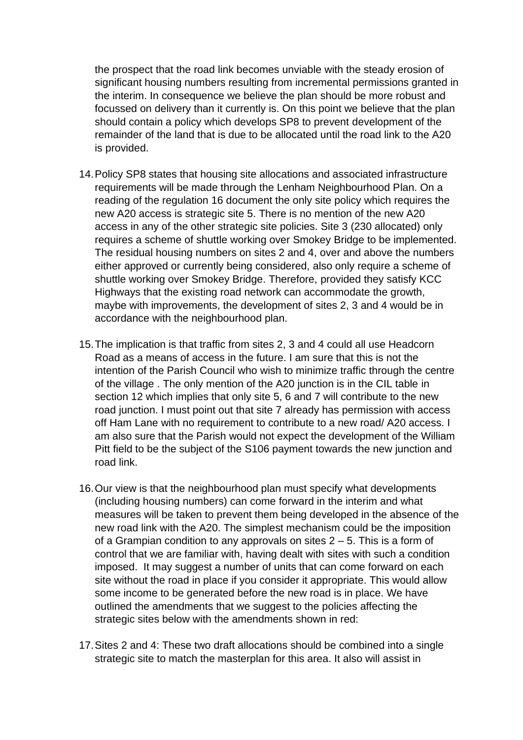the prospect that the road link becomes unviable with the steady erosion of significant housing numbers resulting from incremental permissions granted in the interim. In consequence we believe the plan should be more robust and focussed on delivery than it currently is. On this point we believe that the plan should contain a policy which develops SP8 to prevent development of the remainder of the land that is due to be allocated until the road link to the A20 is provided.

14. Policy SP8 states that housing site allocations and associated infrastructure requirements will be made through the Lenham Neighbourhood Plan. On a reading of the regulation 16 document the only site policy which requires the new A20 access is strategic site 5. There is no mention of the new A20 access in any of the other strategic site policies. Site 3 (230 allocated) only requires a scheme of shuttle working over Smokey Bridge to be implemented. The residual housing numbers on sites 2 and 4, over and above the numbers either approved or currently being considered, also only require a scheme of shuttle working over Smokey Bridge. Therefore, provided they satisfy KCC Highways that the existing road network can accommodate the growth, maybe with improvements, the development of sites 2, 3 and 4 would be in accordance with the neighbourhood plan.

15. The implication is that traffic from sites 2, 3 and 4 could all use Headcorn Road as a means of access in the future. I am sure that this is not the intention of the Parish Council who wish to minimize traffic through the centre of the village . The only mention of the A20 junction is in the CIL table in section 12 which implies that only site 5, 6 and 7 will contribute to the new road junction. I must point out that site 7 already has permission with access off Ham Lane with no requirement to contribute to a new road/ A20 access. I am also sure that the Parish would not expect the development of the William Pitt field to be the subject of the S106 payment towards the new junction and road link.

16. Our view is that the neighbourhood plan must specify what developments (including housing numbers) can come forward in the interim and what measures will be taken to prevent them being developed in the absence of the new road link with the A20. The simplest mechanism could be the imposition of a Grampian condition to any approvals on sites 2 – 5. This is a form of control that we are familiar with, having dealt with sites with such a condition imposed. It may suggest a number of units that can come forward on each site without the road in place if you consider it appropriate. This would allow some income to be generated before the new road is in place. We have outlined the amendments that we suggest to the policies affecting the strategic sites below with the amendments shown in red:

17. Sites 2 and 4: These two draft allocations should be combined into a single strategic site to match the masterplan for this area. It also will assist in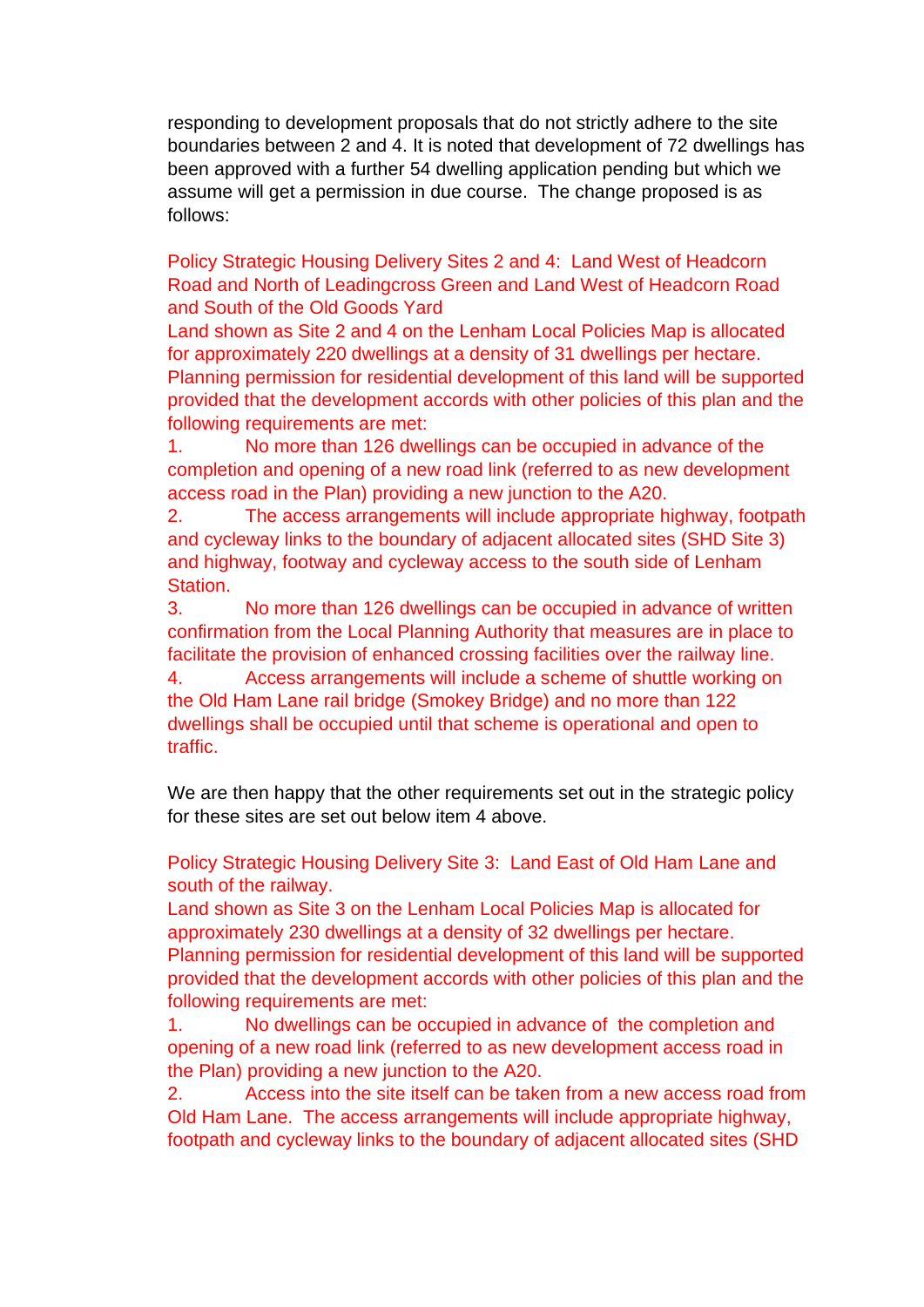responding to development proposals that do not strictly adhere to the site boundaries between 2 and 4. It is noted that development of 72 dwellings has been approved with a further 54 dwelling application pending but which we assume will get a permission in due course. The change proposed is as follows:

Policy Strategic Housing Delivery Sites 2 and 4: Land West of Headcorn Road and North of Leadingcross Green and Land West of Headcorn Road and South of the Old Goods Yard

Land shown as Site 2 and 4 on the Lenham Local Policies Map is allocated for approximately 220 dwellings at a density of 31 dwellings per hectare. Planning permission for residential development of this land will be supported provided that the development accords with other policies of this plan and the following requirements are met:

1. No more than 126 dwellings can be occupied in advance of the completion and opening of a new road link (referred to as new development access road in the Plan) providing a new junction to the A20.
2. The access arrangements will include appropriate highway, footpath and cycleway links to the boundary of adjacent allocated sites (SHD Site 3) and highway, footway and cycleway access to the south side of Lenham Station.
3. No more than 126 dwellings can be occupied in advance of written confirmation from the Local Planning Authority that measures are in place to facilitate the provision of enhanced crossing facilities over the railway line.
4. Access arrangements will include a scheme of shuttle working on the Old Ham Lane rail bridge (Smokey Bridge) and no more than 122 dwellings shall be occupied until that scheme is operational and open to traffic.

We are then happy that the other requirements set out in the strategic policy for these sites are set out below item 4 above.

Policy Strategic Housing Delivery Site 3: Land East of Old Ham Lane and south of the railway.

Land shown as Site 3 on the Lenham Local Policies Map is allocated for approximately 230 dwellings at a density of 32 dwellings per hectare. Planning permission for residential development of this land will be supported provided that the development accords with other policies of this plan and the following requirements are met:

1. No dwellings can be occupied in advance of the completion and opening of a new road link (referred to as new development access road in the Plan) providing a new junction to the A20.
2. Access into the site itself can be taken from a new access road from Old Ham Lane. The access arrangements will include appropriate highway, footpath and cycleway links to the boundary of adjacent allocated sites (SHD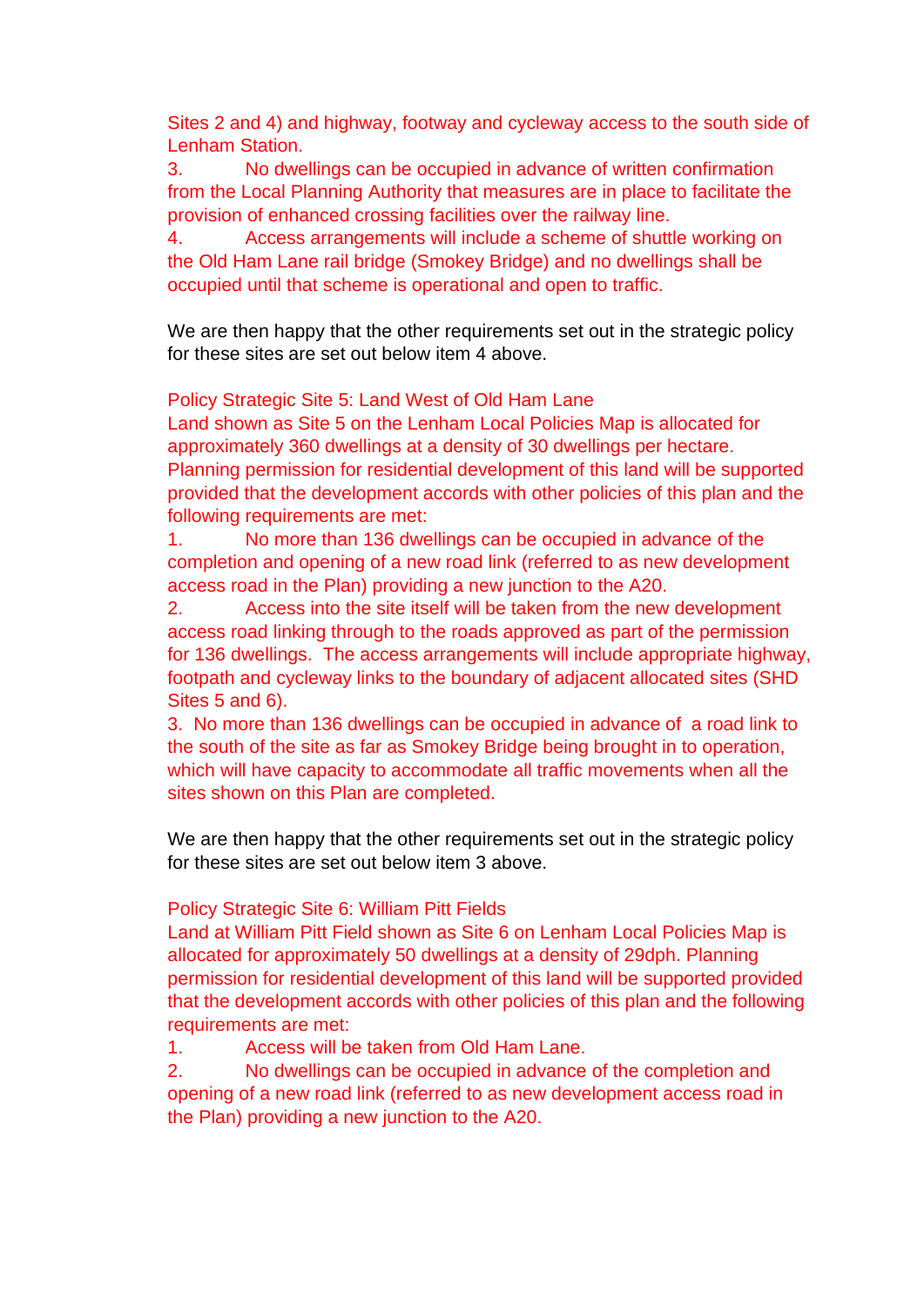Sites 2 and 4) and highway, footway and cycleway access to the south side of Lenham Station.

3. No dwellings can be occupied in advance of written confirmation from the Local Planning Authority that measures are in place to facilitate the provision of enhanced crossing facilities over the railway line.

4. Access arrangements will include a scheme of shuttle working on the Old Ham Lane rail bridge (Smokey Bridge) and no dwellings shall be occupied until that scheme is operational and open to traffic.

We are then happy that the other requirements set out in the strategic policy for these sites are set out below item 4 above.

Policy Strategic Site 5: Land West of Old Ham Lane

Land shown as Site 5 on the Lenham Local Policies Map is allocated for approximately 360 dwellings at a density of 30 dwellings per hectare. Planning permission for residential development of this land will be supported provided that the development accords with other policies of this plan and the following requirements are met:

1. No more than 136 dwellings can be occupied in advance of the completion and opening of a new road link (referred to as new development access road in the Plan) providing a new junction to the A20.

2. Access into the site itself will be taken from the new development access road linking through to the roads approved as part of the permission for 136 dwellings. The access arrangements will include appropriate highway, footpath and cycleway links to the boundary of adjacent allocated sites (SHD Sites 5 and 6).

3. No more than 136 dwellings can be occupied in advance of a road link to the south of the site as far as Smokey Bridge being brought in to operation, which will have capacity to accommodate all traffic movements when all the sites shown on this Plan are completed.

We are then happy that the other requirements set out in the strategic policy for these sites are set out below item 3 above.

Policy Strategic Site 6: William Pitt Fields

Land at William Pitt Field shown as Site 6 on Lenham Local Policies Map is allocated for approximately 50 dwellings at a density of 29dph. Planning permission for residential development of this land will be supported provided that the development accords with other policies of this plan and the following requirements are met:

1. Access will be taken from Old Ham Lane.

2. No dwellings can be occupied in advance of the completion and opening of a new road link (referred to as new development access road in the Plan) providing a new junction to the A20.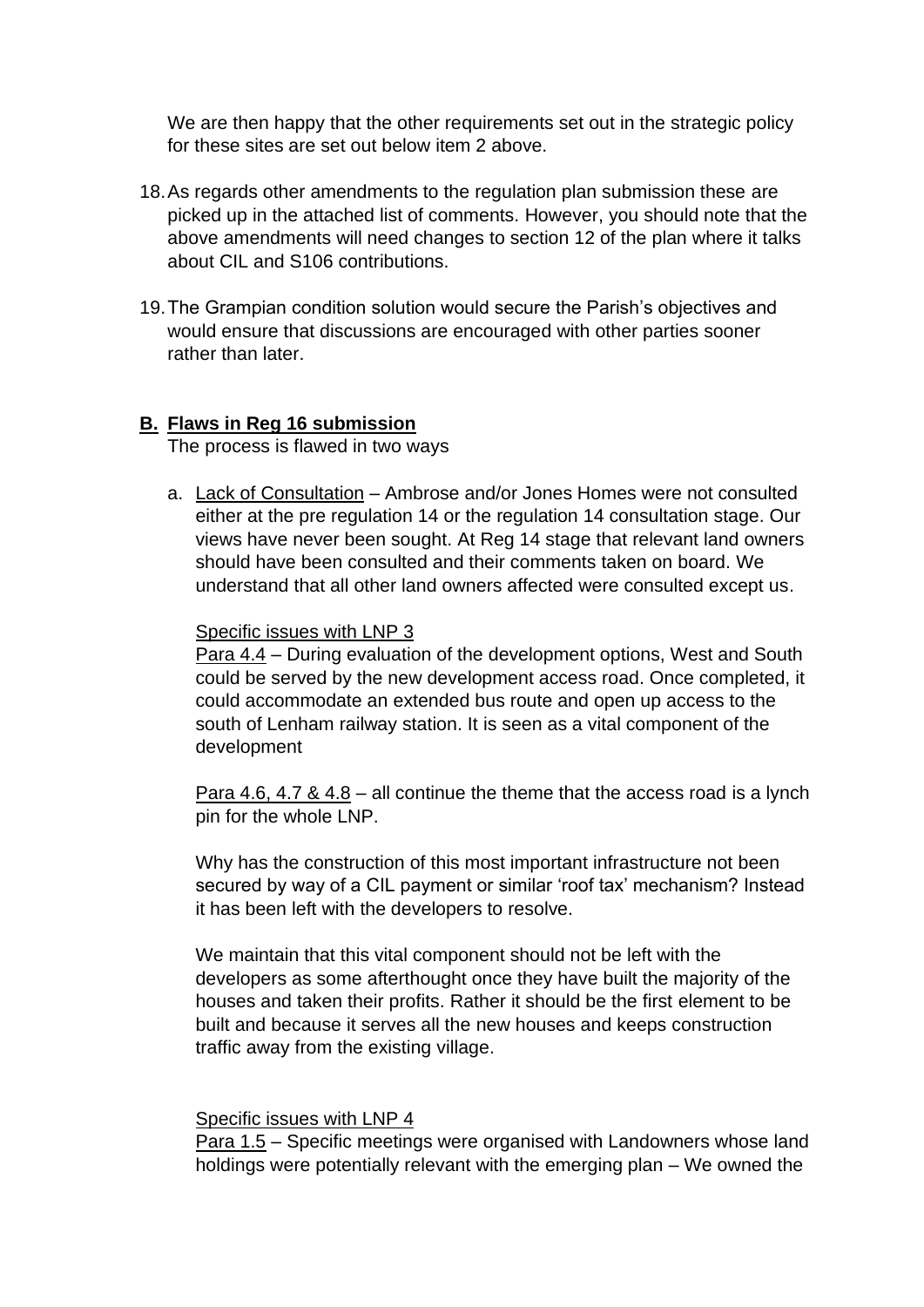We are then happy that the other requirements set out in the strategic policy for these sites are set out below item 2 above.

18. As regards other amendments to the regulation plan submission these are picked up in the attached list of comments. However, you should note that the above amendments will need changes to section 12 of the plan where it talks about CIL and S106 contributions.

19. The Grampian condition solution would secure the Parish's objectives and would ensure that discussions are encouraged with other parties sooner rather than later.

## **B. Flaws in Reg 16 submission**

The process is flawed in two ways

a. Lack of Consultation – Ambrose and/or Jones Homes were not consulted either at the pre regulation 14 or the regulation 14 consultation stage. Our views have never been sought. At Reg 14 stage that relevant land owners should have been consulted and their comments taken on board. We understand that all other land owners affected were consulted except us.

   Specific issues with LNP 3

   Para 4.4 – During evaluation of the development options, West and South could be served by the new development access road. Once completed, it could accommodate an extended bus route and open up access to the south of Lenham railway station. It is seen as a vital component of the development

   Para 4.6, 4.7 & 4.8 – all continue the theme that the access road is a lynch pin for the whole LNP.

   Why has the construction of this most important infrastructure not been secured by way of a CIL payment or similar 'roof tax' mechanism? Instead it has been left with the developers to resolve.

   We maintain that this vital component should not be left with the developers as some afterthought once they have built the majority of the houses and taken their profits. Rather it should be the first element to be built and because it serves all the new houses and keeps construction traffic away from the existing village.

   Specific issues with LNP 4

   Para 1.5 – Specific meetings were organised with Landowners whose land holdings were potentially relevant with the emerging plan – We owned the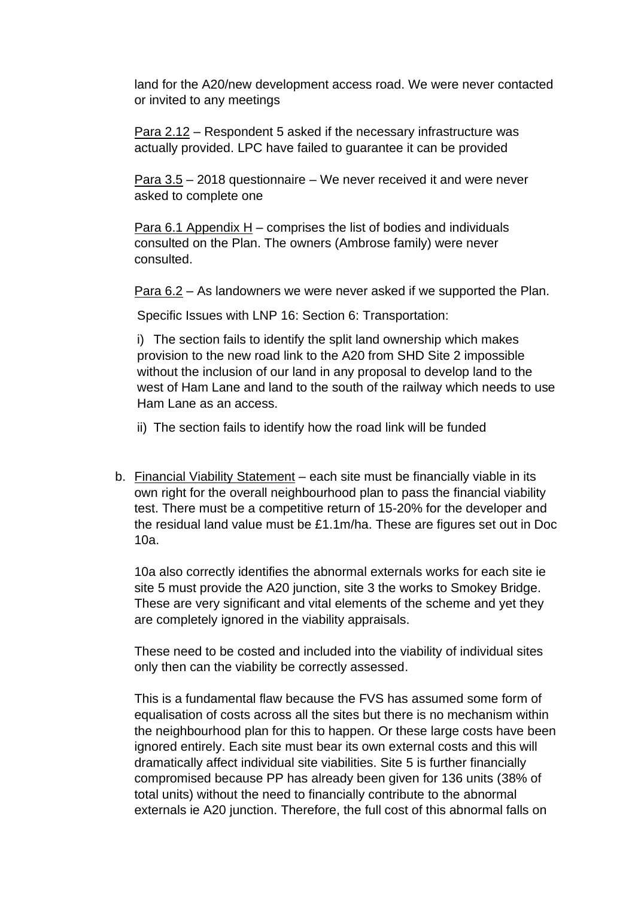land for the A20/new development access road. We were never contacted or invited to any meetings

Para 2.12 – Respondent 5 asked if the necessary infrastructure was actually provided. LPC have failed to guarantee it can be provided

Para 3.5 – 2018 questionnaire – We never received it and were never asked to complete one

Para 6.1 Appendix H – comprises the list of bodies and individuals consulted on the Plan. The owners (Ambrose family) were never consulted.

Para 6.2 – As landowners we were never asked if we supported the Plan.

Specific Issues with LNP 16: Section 6: Transportation:

i) The section fails to identify the split land ownership which makes provision to the new road link to the A20 from SHD Site 2 impossible without the inclusion of our land in any proposal to develop land to the west of Ham Lane and land to the south of the railway which needs to use Ham Lane as an access.

ii) The section fails to identify how the road link will be funded

b. Financial Viability Statement – each site must be financially viable in its own right for the overall neighbourhood plan to pass the financial viability test. There must be a competitive return of 15-20% for the developer and the residual land value must be £1.1m/ha. These are figures set out in Doc 10a.

   10a also correctly identifies the abnormal externals works for each site ie site 5 must provide the A20 junction, site 3 the works to Smokey Bridge. These are very significant and vital elements of the scheme and yet they are completely ignored in the viability appraisals.

   These need to be costed and included into the viability of individual sites only then can the viability be correctly assessed.

   This is a fundamental flaw because the FVS has assumed some form of equalisation of costs across all the sites but there is no mechanism within the neighbourhood plan for this to happen. Or these large costs have been ignored entirely. Each site must bear its own external costs and this will dramatically affect individual site viabilities. Site 5 is further financially compromised because PP has already been given for 136 units (38% of total units) without the need to financially contribute to the abnormal externals ie A20 junction. Therefore, the full cost of this abnormal falls on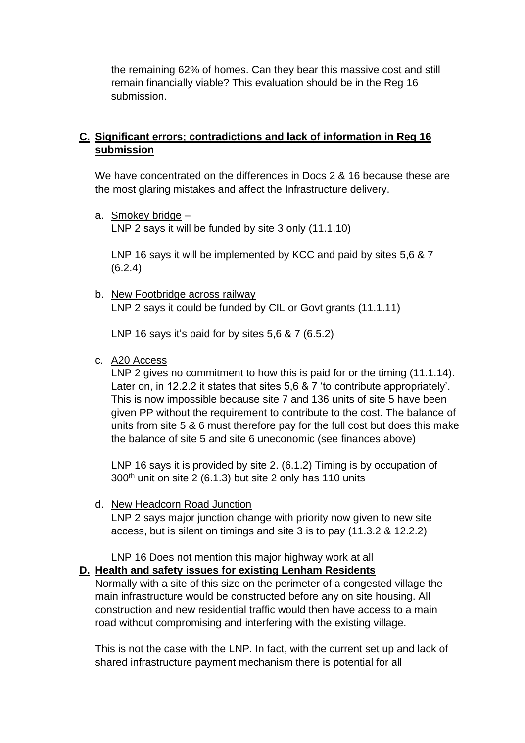the remaining 62% of homes. Can they bear this massive cost and still remain financially viable? This evaluation should be in the Reg 16 submission.

**C. Significant errors; contradictions and lack of information in Reg 16 submission**

We have concentrated on the differences in Docs 2 & 16 because these are the most glaring mistakes and affect the Infrastructure delivery.

a. Smokey bridge –
   LNP 2 says it will be funded by site 3 only (11.1.10)

   LNP 16 says it will be implemented by KCC and paid by sites 5,6 & 7 (6.2.4)

b. New Footbridge across railway
   LNP 2 says it could be funded by CIL or Govt grants (11.1.11)

   LNP 16 says it's paid for by sites 5,6 & 7 (6.5.2)

c. A20 Access
   LNP 2 gives no commitment to how this is paid for or the timing (11.1.14). Later on, in 12.2.2 it states that sites 5,6 & 7 'to contribute appropriately'. This is now impossible because site 7 and 136 units of site 5 have been given PP without the requirement to contribute to the cost. The balance of units from site 5 & 6 must therefore pay for the full cost but does this make the balance of site 5 and site 6 uneconomic (see finances above)

   LNP 16 says it is provided by site 2. (6.1.2) Timing is by occupation of 300th unit on site 2 (6.1.3) but site 2 only has 110 units

d. New Headcorn Road Junction
   LNP 2 says major junction change with priority now given to new site access, but is silent on timings and site 3 is to pay (11.3.2 & 12.2.2)

   LNP 16 Does not mention this major highway work at all

**D. Health and safety issues for existing Lenham Residents**

Normally with a site of this size on the perimeter of a congested village the main infrastructure would be constructed before any on site housing. All construction and new residential traffic would then have access to a main road without compromising and interfering with the existing village.

This is not the case with the LNP. In fact, with the current set up and lack of shared infrastructure payment mechanism there is potential for all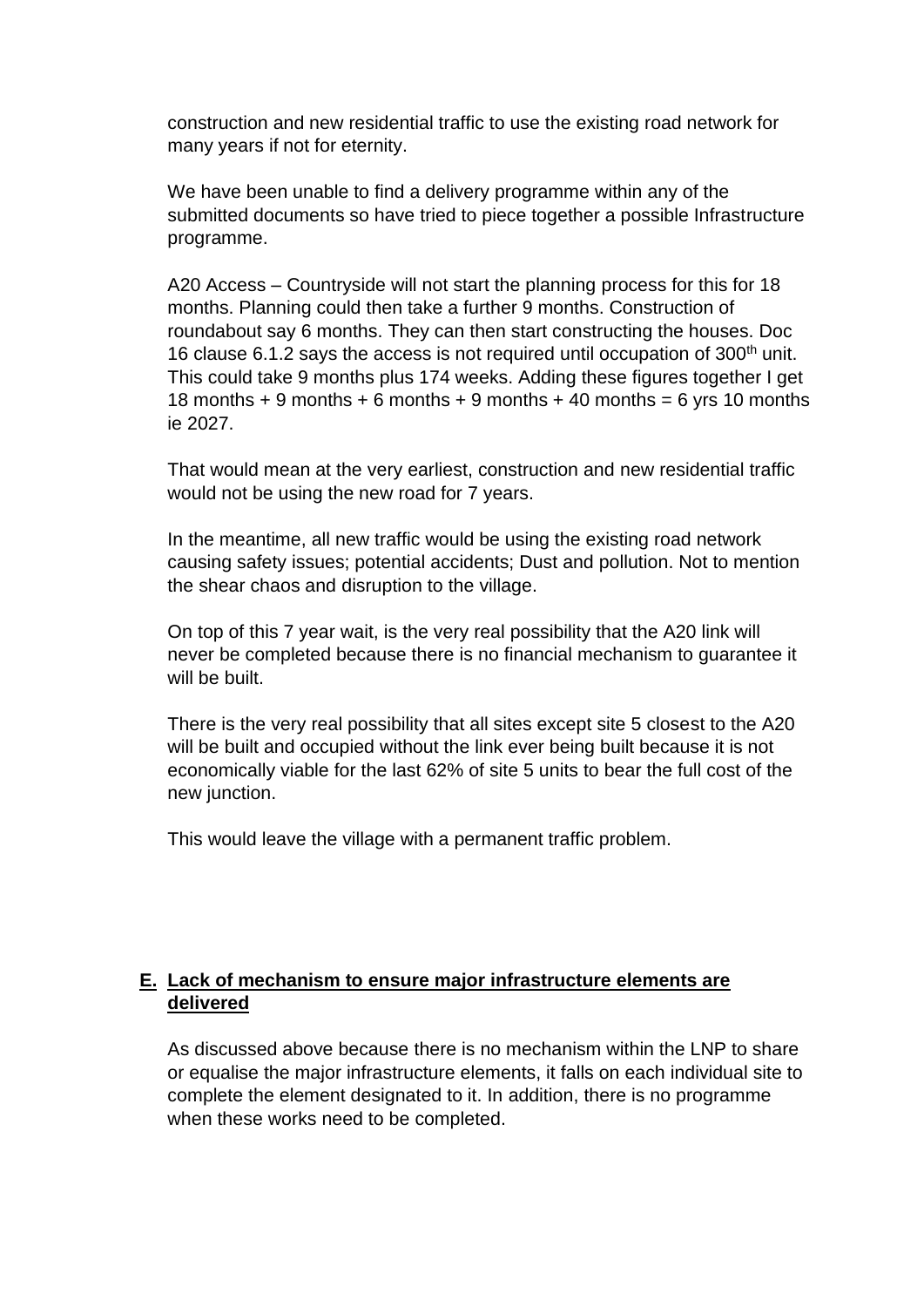construction and new residential traffic to use the existing road network for many years if not for eternity.

We have been unable to find a delivery programme within any of the submitted documents so have tried to piece together a possible Infrastructure programme.

A20 Access – Countryside will not start the planning process for this for 18 months. Planning could then take a further 9 months. Construction of roundabout say 6 months. They can then start constructing the houses. Doc 16 clause 6.1.2 says the access is not required until occupation of 300th unit. This could take 9 months plus 174 weeks. Adding these figures together I get 18 months + 9 months + 6 months + 9 months + 40 months = 6 yrs 10 months ie 2027.

That would mean at the very earliest, construction and new residential traffic would not be using the new road for 7 years.

In the meantime, all new traffic would be using the existing road network causing safety issues; potential accidents; Dust and pollution. Not to mention the shear chaos and disruption to the village.

On top of this 7 year wait, is the very real possibility that the A20 link will never be completed because there is no financial mechanism to guarantee it will be built.

There is the very real possibility that all sites except site 5 closest to the A20 will be built and occupied without the link ever being built because it is not economically viable for the last 62% of site 5 units to bear the full cost of the new junction.

This would leave the village with a permanent traffic problem.

## E. Lack of mechanism to ensure major infrastructure elements are delivered

As discussed above because there is no mechanism within the LNP to share or equalise the major infrastructure elements, it falls on each individual site to complete the element designated to it. In addition, there is no programme when these works need to be completed.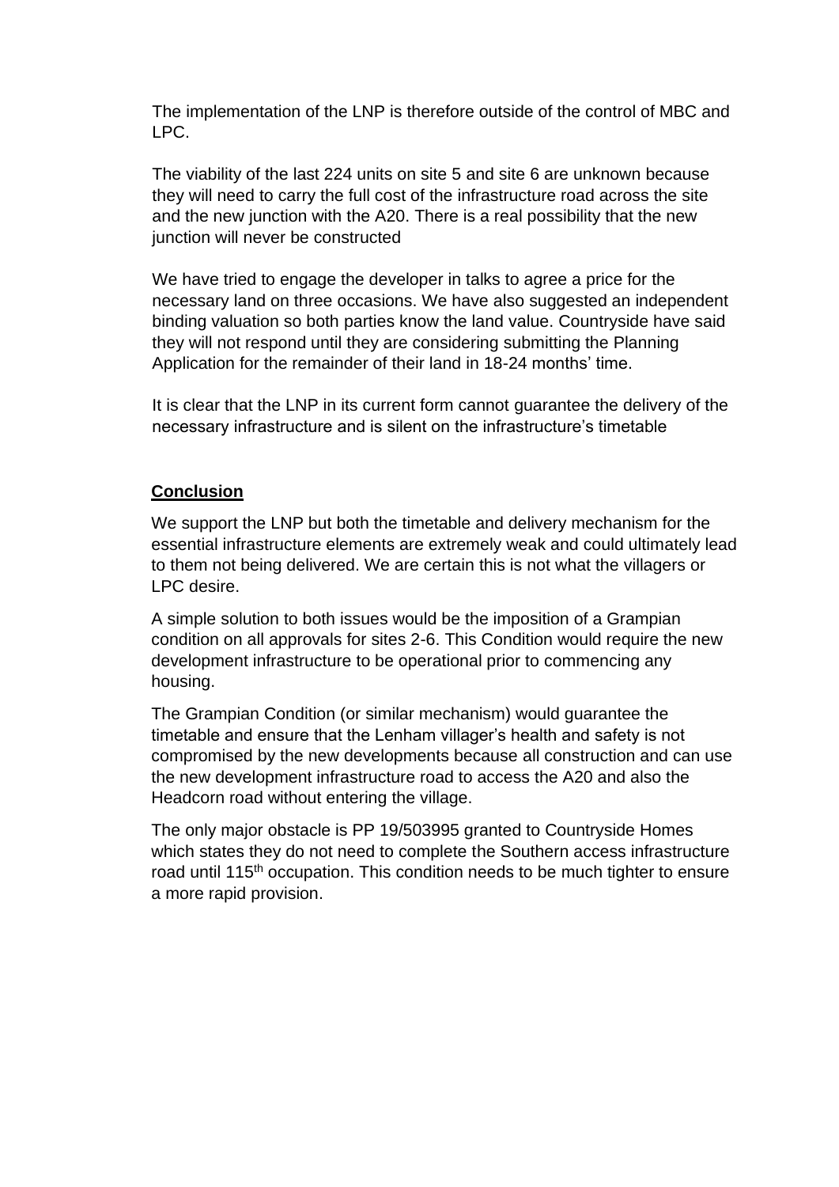The implementation of the LNP is therefore outside of the control of MBC and LPC.

The viability of the last 224 units on site 5 and site 6 are unknown because they will need to carry the full cost of the infrastructure road across the site and the new junction with the A20. There is a real possibility that the new junction will never be constructed

We have tried to engage the developer in talks to agree a price for the necessary land on three occasions. We have also suggested an independent binding valuation so both parties know the land value. Countryside have said they will not respond until they are considering submitting the Planning Application for the remainder of their land in 18-24 months' time.

It is clear that the LNP in its current form cannot guarantee the delivery of the necessary infrastructure and is silent on the infrastructure's timetable

**Conclusion**

We support the LNP but both the timetable and delivery mechanism for the essential infrastructure elements are extremely weak and could ultimately lead to them not being delivered. We are certain this is not what the villagers or LPC desire.

A simple solution to both issues would be the imposition of a Grampian condition on all approvals for sites 2-6. This Condition would require the new development infrastructure to be operational prior to commencing any housing.

The Grampian Condition (or similar mechanism) would guarantee the timetable and ensure that the Lenham villager's health and safety is not compromised by the new developments because all construction and can use the new development infrastructure road to access the A20 and also the Headcorn road without entering the village.

The only major obstacle is PP 19/503995 granted to Countryside Homes which states they do not need to complete the Southern access infrastructure road until 115th occupation. This condition needs to be much tighter to ensure a more rapid provision.